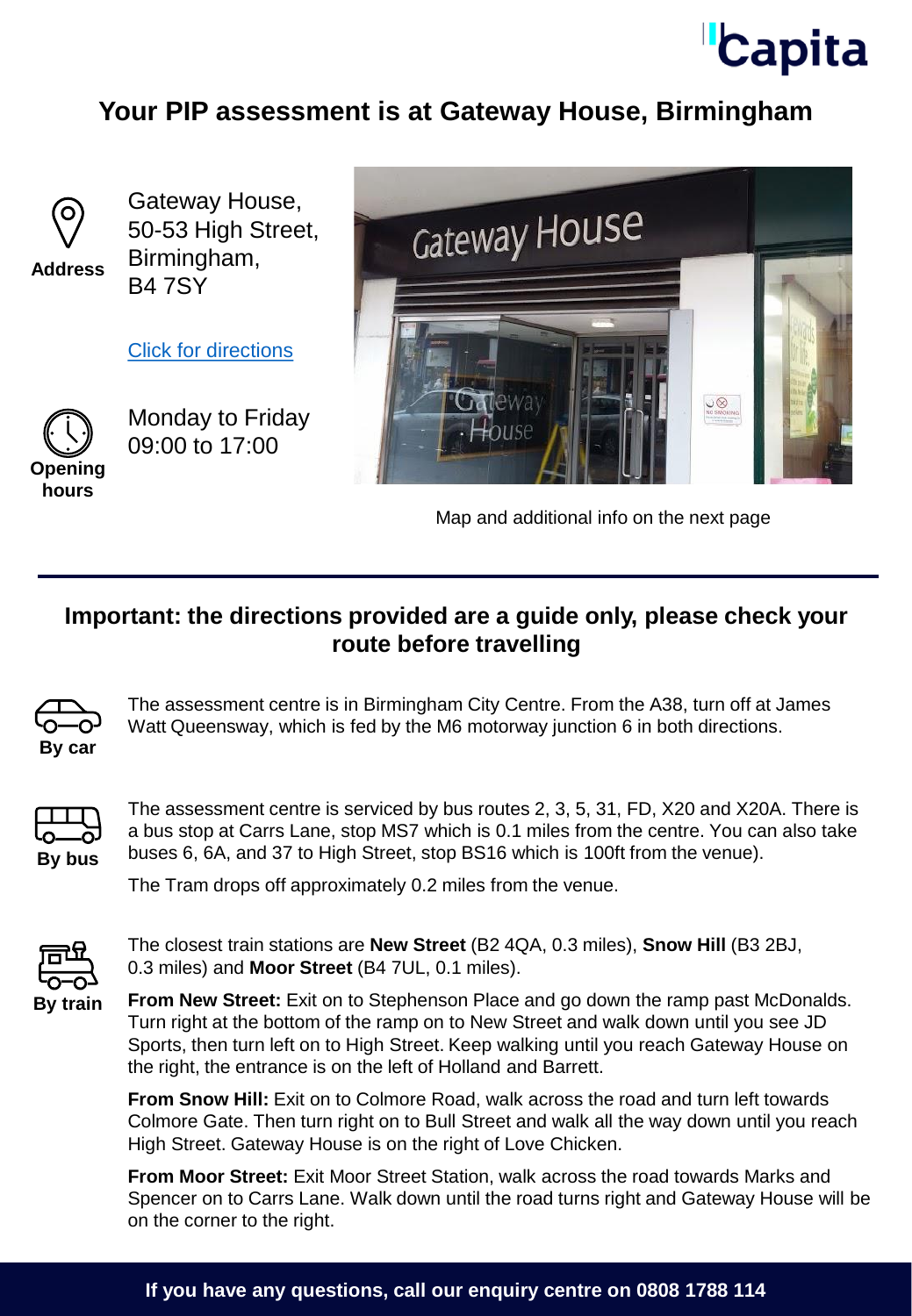# Your PIP assessment is at Gateway House, Birmingham

**Address**

Gateway House,
50-53 High Street,
Birmingham,
B4 7SY

Click for directions

**Opening hours**

Monday to Friday
09:00 to 17:00

Map and additional info on the next page

## Important: the directions provided are a guide only, please check your route before travelling

**By car**

The assessment centre is in Birmingham City Centre. From the A38, turn off at James Watt Queensway, which is fed by the M6 motorway junction 6 in both directions.

**By bus**

The assessment centre is serviced by bus routes 2, 3, 5, 31, FD, X20 and X20A. There is a bus stop at Carrs Lane, stop MS7 which is 0.1 miles from the centre. You can also take buses 6, 6A, and 37 to High Street, stop BS16 which is 100ft from the venue).

The Tram drops off approximately 0.2 miles from the venue.

**By train**

The closest train stations are **New Street** (B2 4QA, 0.3 miles), **Snow Hill** (B3 2BJ, 0.3 miles) and **Moor Street** (B4 7UL, 0.1 miles).

**From New Street:** Exit on to Stephenson Place and go down the ramp past McDonalds. Turn right at the bottom of the ramp on to New Street and walk down until you see JD Sports, then turn left on to High Street. Keep walking until you reach Gateway House on the right, the entrance is on the left of Holland and Barrett.

**From Snow Hill:** Exit on to Colmore Road, walk across the road and turn left towards Colmore Gate. Then turn right on to Bull Street and walk all the way down until you reach High Street. Gateway House is on the right of Love Chicken.

**From Moor Street:** Exit Moor Street Station, walk across the road towards Marks and Spencer on to Carrs Lane. Walk down until the road turns right and Gateway House will be on the corner to the right.

**If you have any questions, call our enquiry centre on 0808 1788 114**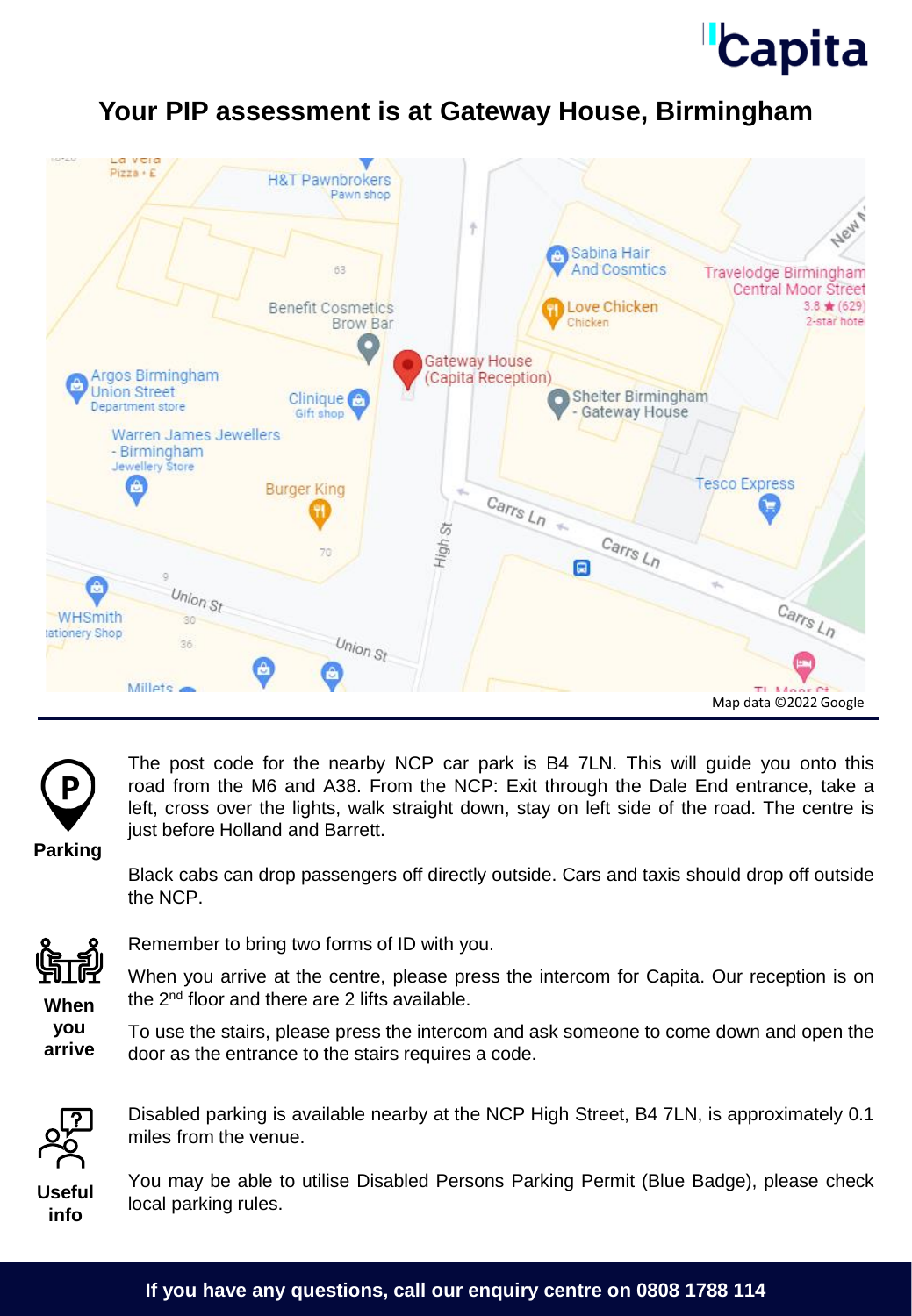# Your PIP assessment is at Gateway House, Birmingham

Map data ©2022 Google

**Parking**

The post code for the nearby NCP car park is B4 7LN. This will guide you onto this road from the M6 and A38. From the NCP: Exit through the Dale End entrance, take a left, cross over the lights, walk straight down, stay on left side of the road. The centre is just before Holland and Barrett.

Black cabs can drop passengers off directly outside. Cars and taxis should drop off outside the NCP.

**When you arrive**

Remember to bring two forms of ID with you.

When you arrive at the centre, please press the intercom for Capita. Our reception is on the 2nd floor and there are 2 lifts available.

To use the stairs, please press the intercom and ask someone to come down and open the door as the entrance to the stairs requires a code.

**Useful info**

Disabled parking is available nearby at the NCP High Street, B4 7LN, is approximately 0.1 miles from the venue.

You may be able to utilise Disabled Persons Parking Permit (Blue Badge), please check local parking rules.

**If you have any questions, call our enquiry centre on 0808 1788 114**